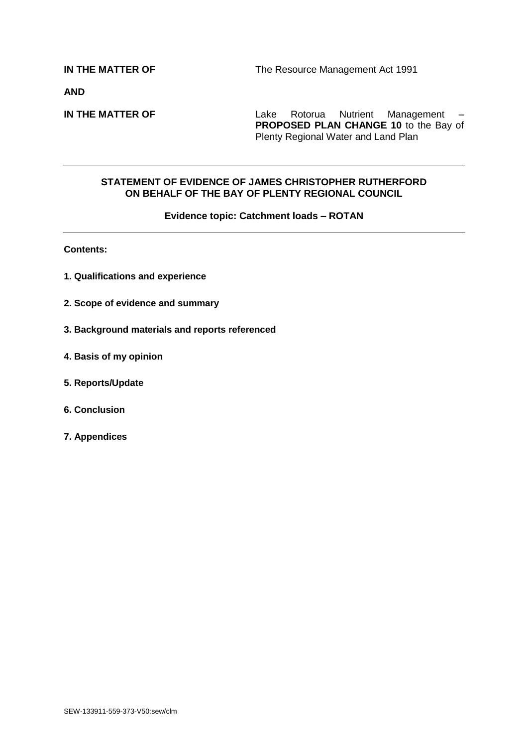**IN THE MATTER OF** The Resource Management Act 1991

**AND**

**IN THE MATTER OF** Lake Rotorua Nutrient Management – **PROPOSED PLAN CHANGE 10** to the Bay of Plenty Regional Water and Land Plan

---

**STATEMENT OF EVIDENCE OF JAMES CHRISTOPHER RUTHERFORD ON BEHALF OF THE BAY OF PLENTY REGIONAL COUNCIL**

**Evidence topic: Catchment loads – ROTAN**

---

**Contents:**

**1. Qualifications and experience**

**2. Scope of evidence and summary**

**3. Background materials and reports referenced**

**4. Basis of my opinion**

**5. Reports/Update**

**6. Conclusion**

**7. Appendices**

SEW-133911-559-373-V50:sew/clm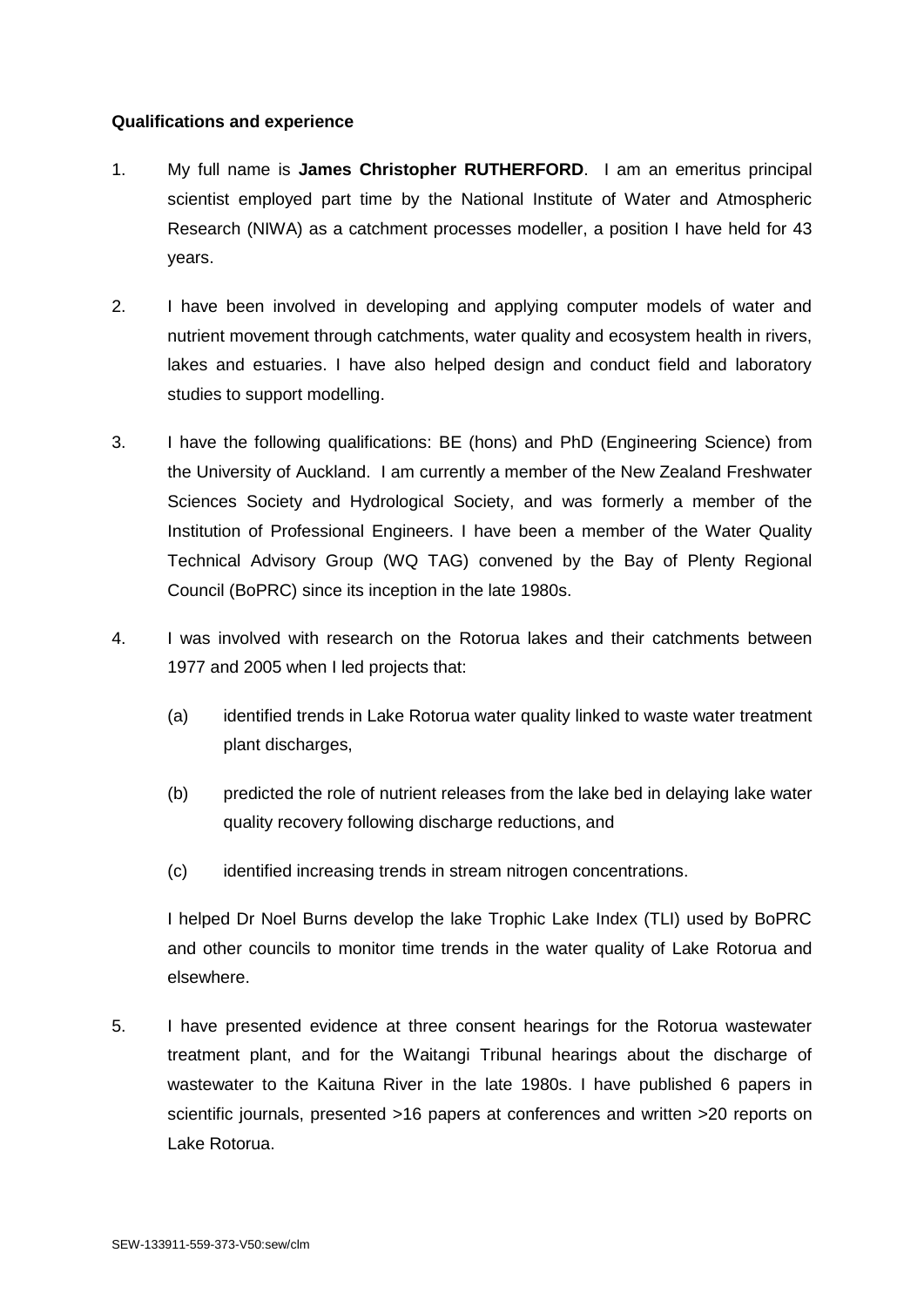**Qualifications and experience**

1. My full name is **James Christopher RUTHERFORD**. I am an emeritus principal scientist employed part time by the National Institute of Water and Atmospheric Research (NIWA) as a catchment processes modeller, a position I have held for 43 years.

2. I have been involved in developing and applying computer models of water and nutrient movement through catchments, water quality and ecosystem health in rivers, lakes and estuaries. I have also helped design and conduct field and laboratory studies to support modelling.

3. I have the following qualifications: BE (hons) and PhD (Engineering Science) from the University of Auckland. I am currently a member of the New Zealand Freshwater Sciences Society and Hydrological Society, and was formerly a member of the Institution of Professional Engineers. I have been a member of the Water Quality Technical Advisory Group (WQ TAG) convened by the Bay of Plenty Regional Council (BoPRC) since its inception in the late 1980s.

4. I was involved with research on the Rotorua lakes and their catchments between 1977 and 2005 when I led projects that:

   (a) identified trends in Lake Rotorua water quality linked to waste water treatment plant discharges,

   (b) predicted the role of nutrient releases from the lake bed in delaying lake water quality recovery following discharge reductions, and

   (c) identified increasing trends in stream nitrogen concentrations.

   I helped Dr Noel Burns develop the lake Trophic Lake Index (TLI) used by BoPRC and other councils to monitor time trends in the water quality of Lake Rotorua and elsewhere.

5. I have presented evidence at three consent hearings for the Rotorua wastewater treatment plant, and for the Waitangi Tribunal hearings about the discharge of wastewater to the Kaituna River in the late 1980s. I have published 6 papers in scientific journals, presented >16 papers at conferences and written >20 reports on Lake Rotorua.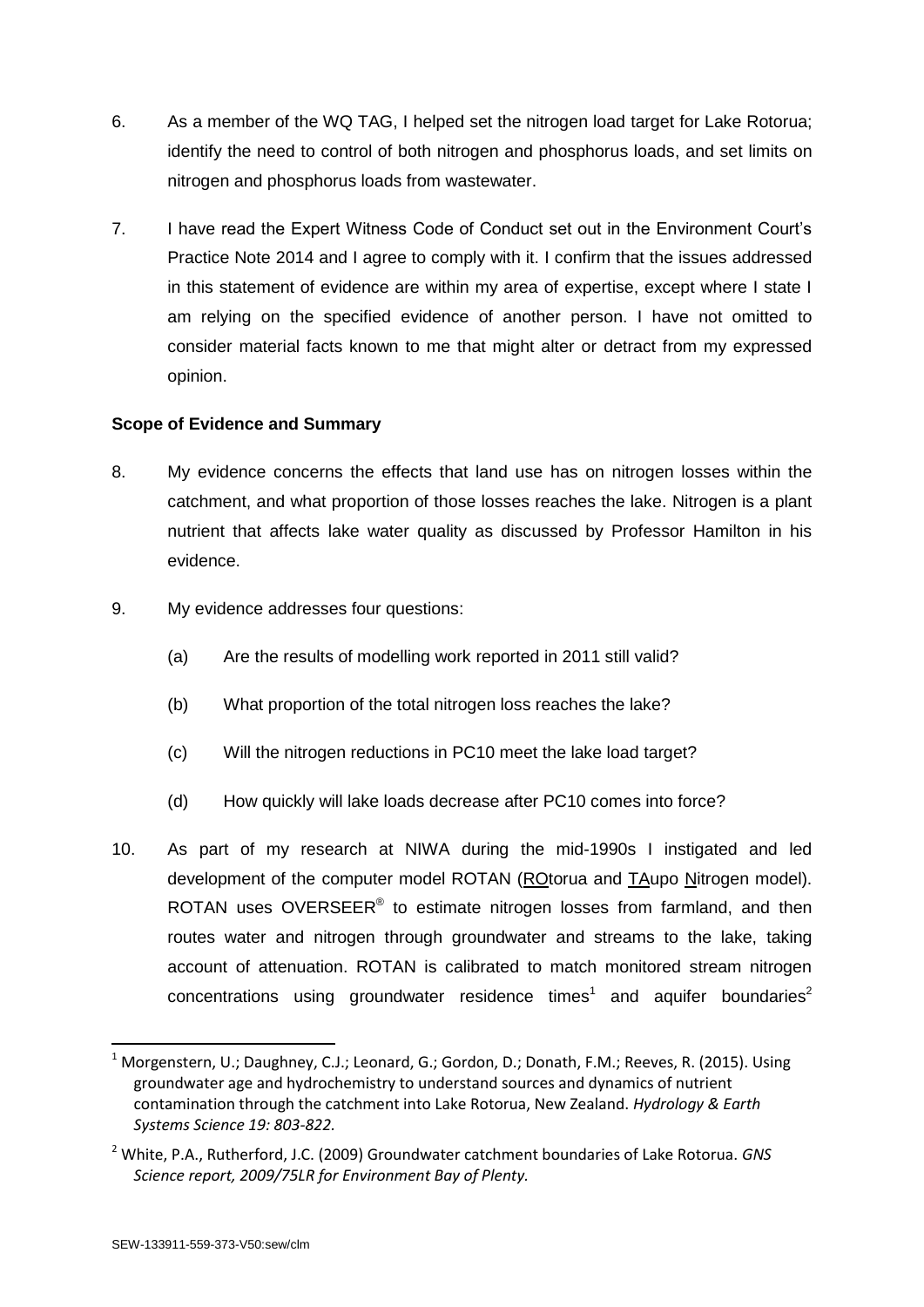6. As a member of the WQ TAG, I helped set the nitrogen load target for Lake Rotorua; identify the need to control of both nitrogen and phosphorus loads, and set limits on nitrogen and phosphorus loads from wastewater.

7. I have read the Expert Witness Code of Conduct set out in the Environment Court's Practice Note 2014 and I agree to comply with it. I confirm that the issues addressed in this statement of evidence are within my area of expertise, except where I state I am relying on the specified evidence of another person. I have not omitted to consider material facts known to me that might alter or detract from my expressed opinion.

**Scope of Evidence and Summary**

8. My evidence concerns the effects that land use has on nitrogen losses within the catchment, and what proportion of those losses reaches the lake. Nitrogen is a plant nutrient that affects lake water quality as discussed by Professor Hamilton in his evidence.

9. My evidence addresses four questions:

   (a) Are the results of modelling work reported in 2011 still valid?

   (b) What proportion of the total nitrogen loss reaches the lake?

   (c) Will the nitrogen reductions in PC10 meet the lake load target?

   (d) How quickly will lake loads decrease after PC10 comes into force?

10. As part of my research at NIWA during the mid-1990s I instigated and led development of the computer model ROTAN (ROtorua and TAupo Nitrogen model). ROTAN uses OVERSEER® to estimate nitrogen losses from farmland, and then routes water and nitrogen through groundwater and streams to the lake, taking account of attenuation. ROTAN is calibrated to match monitored stream nitrogen concentrations using groundwater residence times[1] and aquifer boundaries[2]

---

[1] Morgenstern, U.; Daughney, C.J.; Leonard, G.; Gordon, D.; Donath, F.M.; Reeves, R. (2015). Using groundwater age and hydrochemistry to understand sources and dynamics of nutrient contamination through the catchment into Lake Rotorua, New Zealand. *Hydrology & Earth Systems Science 19: 803-822.*

[2] White, P.A., Rutherford, J.C. (2009) Groundwater catchment boundaries of Lake Rotorua. *GNS Science report, 2009/75LR for Environment Bay of Plenty.*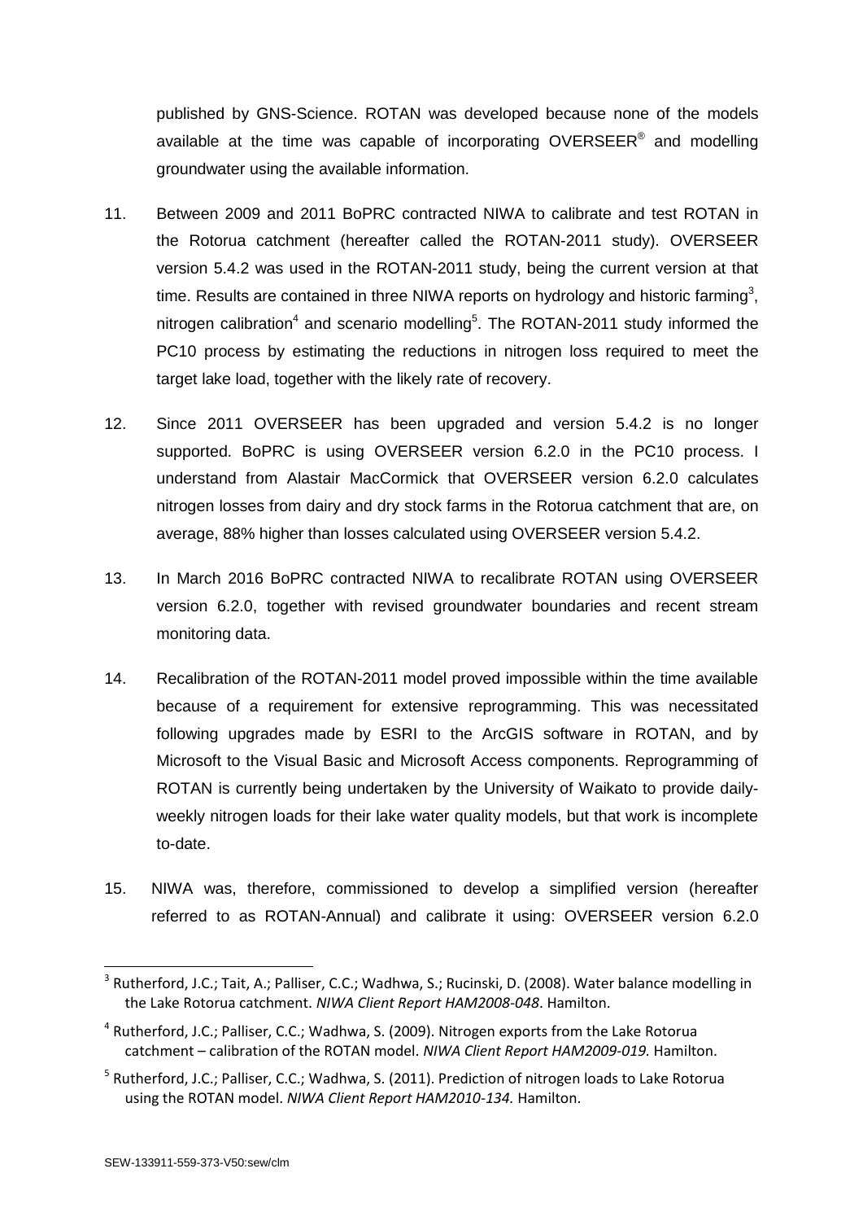published by GNS-Science. ROTAN was developed because none of the models available at the time was capable of incorporating OVERSEER® and modelling groundwater using the available information.

11. Between 2009 and 2011 BoPRC contracted NIWA to calibrate and test ROTAN in the Rotorua catchment (hereafter called the ROTAN-2011 study). OVERSEER version 5.4.2 was used in the ROTAN-2011 study, being the current version at that time. Results are contained in three NIWA reports on hydrology and historic farming[3], nitrogen calibration[4] and scenario modelling[5]. The ROTAN-2011 study informed the PC10 process by estimating the reductions in nitrogen loss required to meet the target lake load, together with the likely rate of recovery.

12. Since 2011 OVERSEER has been upgraded and version 5.4.2 is no longer supported. BoPRC is using OVERSEER version 6.2.0 in the PC10 process. I understand from Alastair MacCormick that OVERSEER version 6.2.0 calculates nitrogen losses from dairy and dry stock farms in the Rotorua catchment that are, on average, 88% higher than losses calculated using OVERSEER version 5.4.2.

13. In March 2016 BoPRC contracted NIWA to recalibrate ROTAN using OVERSEER version 6.2.0, together with revised groundwater boundaries and recent stream monitoring data.

14. Recalibration of the ROTAN-2011 model proved impossible within the time available because of a requirement for extensive reprogramming. This was necessitated following upgrades made by ESRI to the ArcGIS software in ROTAN, and by Microsoft to the Visual Basic and Microsoft Access components. Reprogramming of ROTAN is currently being undertaken by the University of Waikato to provide daily-weekly nitrogen loads for their lake water quality models, but that work is incomplete to-date.

15. NIWA was, therefore, commissioned to develop a simplified version (hereafter referred to as ROTAN-Annual) and calibrate it using: OVERSEER version 6.2.0

---

[3] Rutherford, J.C.; Tait, A.; Palliser, C.C.; Wadhwa, S.; Rucinski, D. (2008). Water balance modelling in the Lake Rotorua catchment. *NIWA Client Report HAM2008-048*. Hamilton.

[4] Rutherford, J.C.; Palliser, C.C.; Wadhwa, S. (2009). Nitrogen exports from the Lake Rotorua catchment – calibration of the ROTAN model. *NIWA Client Report HAM2009-019.* Hamilton.

[5] Rutherford, J.C.; Palliser, C.C.; Wadhwa, S. (2011). Prediction of nitrogen loads to Lake Rotorua using the ROTAN model. *NIWA Client Report HAM2010-134.* Hamilton.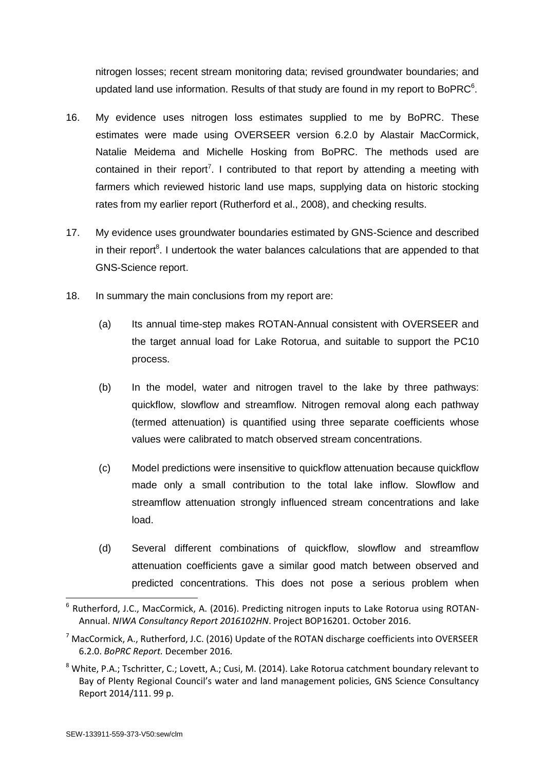nitrogen losses; recent stream monitoring data; revised groundwater boundaries; and updated land use information. Results of that study are found in my report to BoPRC[6].

16. My evidence uses nitrogen loss estimates supplied to me by BoPRC. These estimates were made using OVERSEER version 6.2.0 by Alastair MacCormick, Natalie Meidema and Michelle Hosking from BoPRC. The methods used are contained in their report[7]. I contributed to that report by attending a meeting with farmers which reviewed historic land use maps, supplying data on historic stocking rates from my earlier report (Rutherford et al., 2008), and checking results.

17. My evidence uses groundwater boundaries estimated by GNS-Science and described in their report[8]. I undertook the water balances calculations that are appended to that GNS-Science report.

18. In summary the main conclusions from my report are:

    (a) Its annual time-step makes ROTAN-Annual consistent with OVERSEER and the target annual load for Lake Rotorua, and suitable to support the PC10 process.

    (b) In the model, water and nitrogen travel to the lake by three pathways: quickflow, slowflow and streamflow. Nitrogen removal along each pathway (termed attenuation) is quantified using three separate coefficients whose values were calibrated to match observed stream concentrations.

    (c) Model predictions were insensitive to quickflow attenuation because quickflow made only a small contribution to the total lake inflow. Slowflow and streamflow attenuation strongly influenced stream concentrations and lake load.

    (d) Several different combinations of quickflow, slowflow and streamflow attenuation coefficients gave a similar good match between observed and predicted concentrations. This does not pose a serious problem when

---

[6] Rutherford, J.C., MacCormick, A. (2016). Predicting nitrogen inputs to Lake Rotorua using ROTAN-Annual. *NIWA Consultancy Report 2016102HN*. Project BOP16201. October 2016.

[7] MacCormick, A., Rutherford, J.C. (2016) Update of the ROTAN discharge coefficients into OVERSEER 6.2.0. *BoPRC Report.* December 2016*.*

[8] White, P.A.; Tschritter, C.; Lovett, A.; Cusi, M. (2014). Lake Rotorua catchment boundary relevant to Bay of Plenty Regional Council's water and land management policies, GNS Science Consultancy Report 2014/111. 99 p.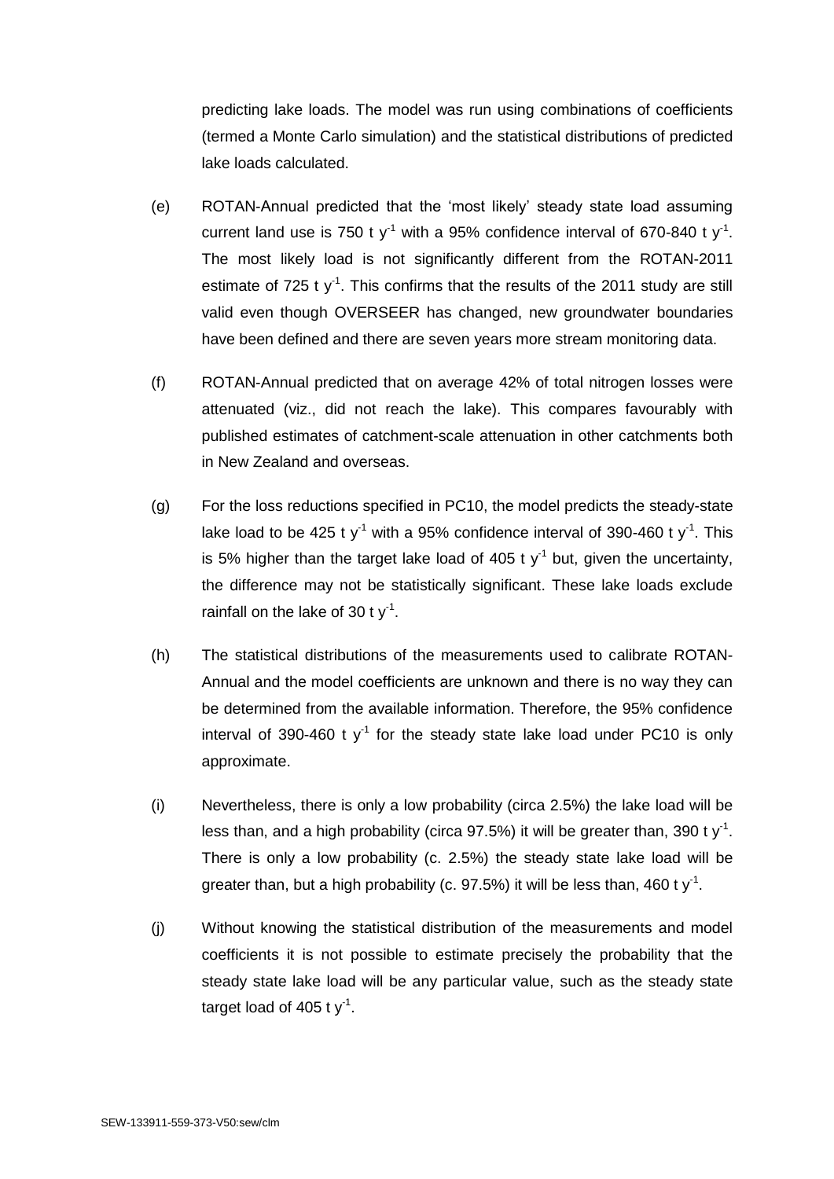predicting lake loads. The model was run using combinations of coefficients (termed a Monte Carlo simulation) and the statistical distributions of predicted lake loads calculated.

(e) ROTAN-Annual predicted that the 'most likely' steady state load assuming current land use is 750 t $y^{-1}$ with a 95% confidence interval of 670-840 t $y^{-1}$. The most likely load is not significantly different from the ROTAN-2011 estimate of 725 t $y^{-1}$. This confirms that the results of the 2011 study are still valid even though OVERSEER has changed, new groundwater boundaries have been defined and there are seven years more stream monitoring data.

(f) ROTAN-Annual predicted that on average 42% of total nitrogen losses were attenuated (viz., did not reach the lake). This compares favourably with published estimates of catchment-scale attenuation in other catchments both in New Zealand and overseas.

(g) For the loss reductions specified in PC10, the model predicts the steady-state lake load to be 425 t $y^{-1}$ with a 95% confidence interval of 390-460 t $y^{-1}$. This is 5% higher than the target lake load of 405 t $y^{-1}$ but, given the uncertainty, the difference may not be statistically significant. These lake loads exclude rainfall on the lake of 30 t $y^{-1}$.

(h) The statistical distributions of the measurements used to calibrate ROTAN-Annual and the model coefficients are unknown and there is no way they can be determined from the available information. Therefore, the 95% confidence interval of 390-460 t $y^{-1}$ for the steady state lake load under PC10 is only approximate.

(i) Nevertheless, there is only a low probability (circa 2.5%) the lake load will be less than, and a high probability (circa 97.5%) it will be greater than, 390 t $y^{-1}$. There is only a low probability (c. 2.5%) the steady state lake load will be greater than, but a high probability (c. 97.5%) it will be less than, 460 t $y^{-1}$.

(j) Without knowing the statistical distribution of the measurements and model coefficients it is not possible to estimate precisely the probability that the steady state lake load will be any particular value, such as the steady state target load of 405 t $y^{-1}$.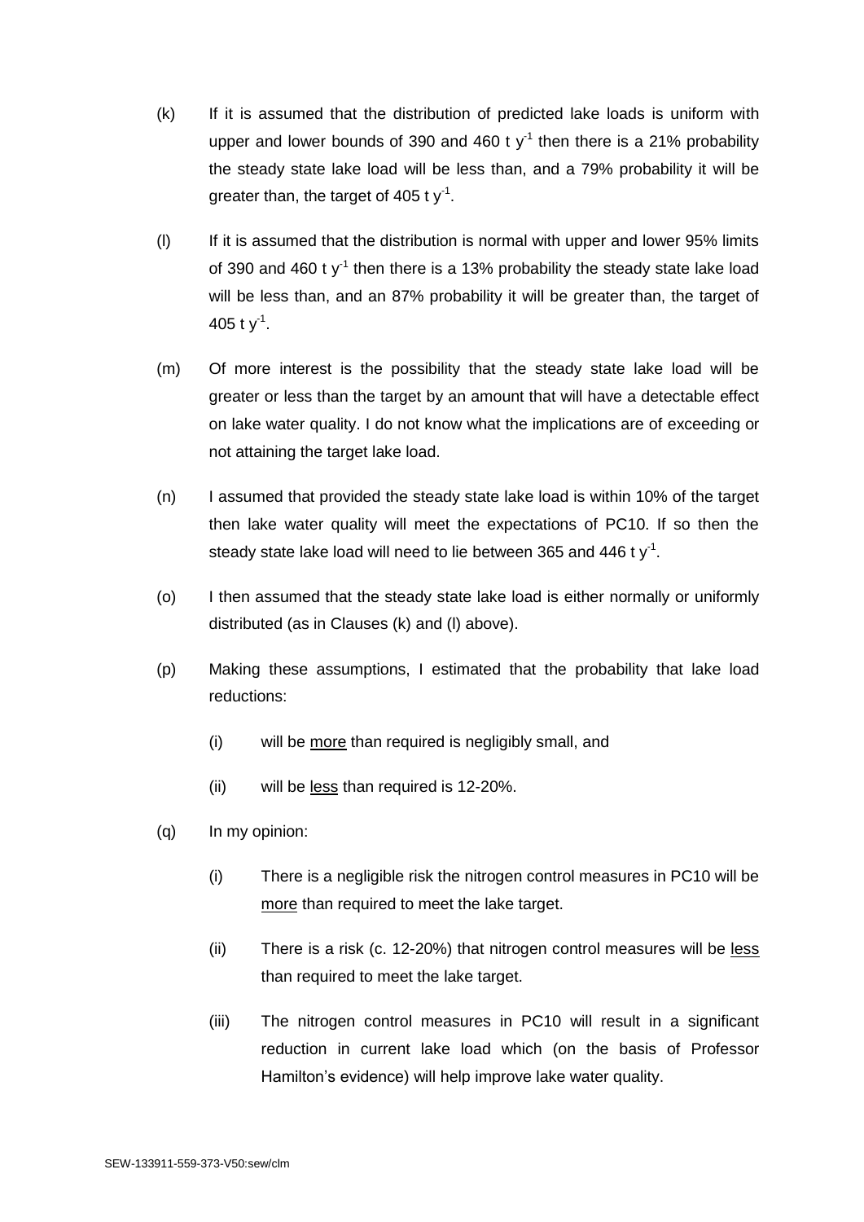(k) If it is assumed that the distribution of predicted lake loads is uniform with upper and lower bounds of 390 and 460 t $y^{-1}$ then there is a 21% probability the steady state lake load will be less than, and a 79% probability it will be greater than, the target of 405 t $y^{-1}$.

(l) If it is assumed that the distribution is normal with upper and lower 95% limits of 390 and 460 t $y^{-1}$ then there is a 13% probability the steady state lake load will be less than, and an 87% probability it will be greater than, the target of 405 t $y^{-1}$.

(m) Of more interest is the possibility that the steady state lake load will be greater or less than the target by an amount that will have a detectable effect on lake water quality. I do not know what the implications are of exceeding or not attaining the target lake load.

(n) I assumed that provided the steady state lake load is within 10% of the target then lake water quality will meet the expectations of PC10. If so then the steady state lake load will need to lie between 365 and 446 t $y^{-1}$.

(o) I then assumed that the steady state lake load is either normally or uniformly distributed (as in Clauses (k) and (l) above).

(p) Making these assumptions, I estimated that the probability that lake load reductions:

   (i) will be <u>more</u> than required is negligibly small, and

   (ii) will be <u>less</u> than required is 12-20%.

(q) In my opinion:

   (i) There is a negligible risk the nitrogen control measures in PC10 will be <u>more</u> than required to meet the lake target.

   (ii) There is a risk (c. 12-20%) that nitrogen control measures will be <u>less</u> than required to meet the lake target.

   (iii) The nitrogen control measures in PC10 will result in a significant reduction in current lake load which (on the basis of Professor Hamilton's evidence) will help improve lake water quality.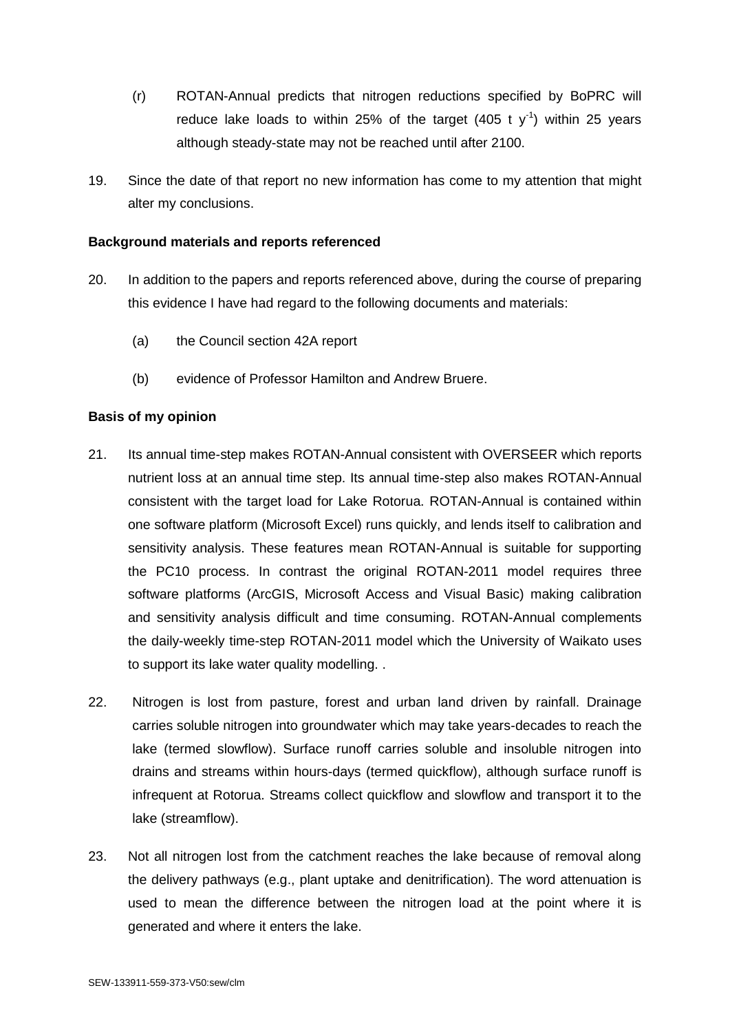(r) ROTAN-Annual predicts that nitrogen reductions specified by BoPRC will reduce lake loads to within 25% of the target (405 t $y^{-1}$) within 25 years although steady-state may not be reached until after 2100.

19. Since the date of that report no new information has come to my attention that might alter my conclusions.

**Background materials and reports referenced**

20. In addition to the papers and reports referenced above, during the course of preparing this evidence I have had regard to the following documents and materials:

    (a) the Council section 42A report

    (b) evidence of Professor Hamilton and Andrew Bruere.

**Basis of my opinion**

21. Its annual time-step makes ROTAN-Annual consistent with OVERSEER which reports nutrient loss at an annual time step. Its annual time-step also makes ROTAN-Annual consistent with the target load for Lake Rotorua. ROTAN-Annual is contained within one software platform (Microsoft Excel) runs quickly, and lends itself to calibration and sensitivity analysis. These features mean ROTAN-Annual is suitable for supporting the PC10 process. In contrast the original ROTAN-2011 model requires three software platforms (ArcGIS, Microsoft Access and Visual Basic) making calibration and sensitivity analysis difficult and time consuming. ROTAN-Annual complements the daily-weekly time-step ROTAN-2011 model which the University of Waikato uses to support its lake water quality modelling. .

22. Nitrogen is lost from pasture, forest and urban land driven by rainfall. Drainage carries soluble nitrogen into groundwater which may take years-decades to reach the lake (termed slowflow). Surface runoff carries soluble and insoluble nitrogen into drains and streams within hours-days (termed quickflow), although surface runoff is infrequent at Rotorua. Streams collect quickflow and slowflow and transport it to the lake (streamflow).

23. Not all nitrogen lost from the catchment reaches the lake because of removal along the delivery pathways (e.g., plant uptake and denitrification). The word attenuation is used to mean the difference between the nitrogen load at the point where it is generated and where it enters the lake.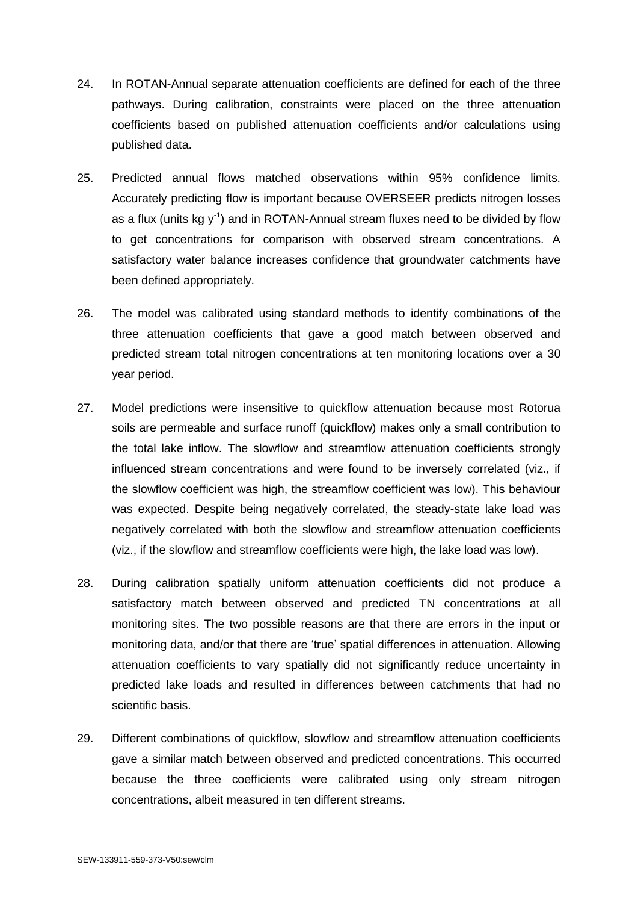24. In ROTAN-Annual separate attenuation coefficients are defined for each of the three pathways. During calibration, constraints were placed on the three attenuation coefficients based on published attenuation coefficients and/or calculations using published data.

25. Predicted annual flows matched observations within 95% confidence limits. Accurately predicting flow is important because OVERSEER predicts nitrogen losses as a flux (units kg $y^{-1}$) and in ROTAN-Annual stream fluxes need to be divided by flow to get concentrations for comparison with observed stream concentrations. A satisfactory water balance increases confidence that groundwater catchments have been defined appropriately.

26. The model was calibrated using standard methods to identify combinations of the three attenuation coefficients that gave a good match between observed and predicted stream total nitrogen concentrations at ten monitoring locations over a 30 year period.

27. Model predictions were insensitive to quickflow attenuation because most Rotorua soils are permeable and surface runoff (quickflow) makes only a small contribution to the total lake inflow. The slowflow and streamflow attenuation coefficients strongly influenced stream concentrations and were found to be inversely correlated (viz., if the slowflow coefficient was high, the streamflow coefficient was low). This behaviour was expected. Despite being negatively correlated, the steady-state lake load was negatively correlated with both the slowflow and streamflow attenuation coefficients (viz., if the slowflow and streamflow coefficients were high, the lake load was low).

28. During calibration spatially uniform attenuation coefficients did not produce a satisfactory match between observed and predicted TN concentrations at all monitoring sites. The two possible reasons are that there are errors in the input or monitoring data, and/or that there are 'true' spatial differences in attenuation. Allowing attenuation coefficients to vary spatially did not significantly reduce uncertainty in predicted lake loads and resulted in differences between catchments that had no scientific basis.

29. Different combinations of quickflow, slowflow and streamflow attenuation coefficients gave a similar match between observed and predicted concentrations. This occurred because the three coefficients were calibrated using only stream nitrogen concentrations, albeit measured in ten different streams.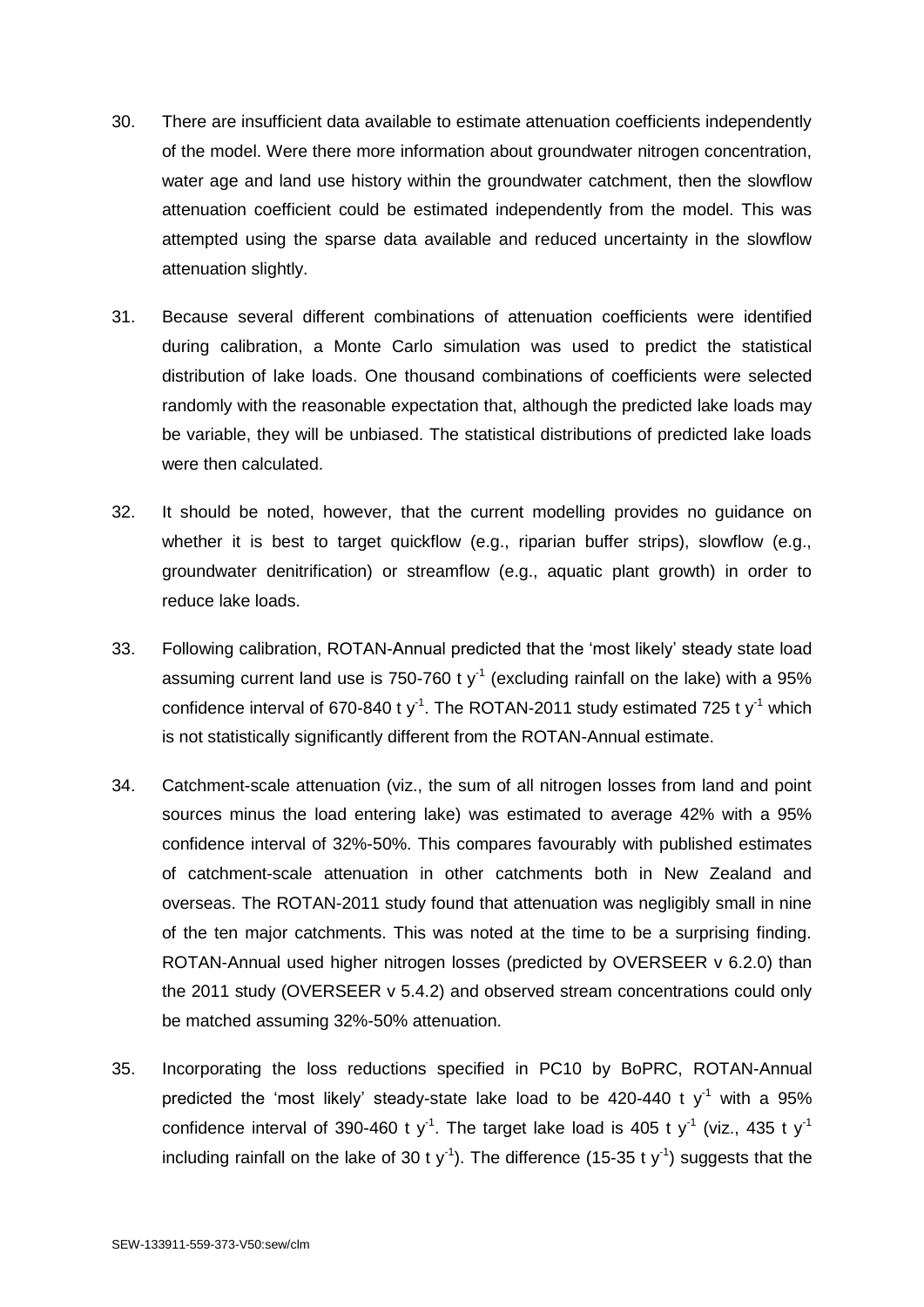30. There are insufficient data available to estimate attenuation coefficients independently of the model. Were there more information about groundwater nitrogen concentration, water age and land use history within the groundwater catchment, then the slowflow attenuation coefficient could be estimated independently from the model. This was attempted using the sparse data available and reduced uncertainty in the slowflow attenuation slightly.

31. Because several different combinations of attenuation coefficients were identified during calibration, a Monte Carlo simulation was used to predict the statistical distribution of lake loads. One thousand combinations of coefficients were selected randomly with the reasonable expectation that, although the predicted lake loads may be variable, they will be unbiased. The statistical distributions of predicted lake loads were then calculated.

32. It should be noted, however, that the current modelling provides no guidance on whether it is best to target quickflow (e.g., riparian buffer strips), slowflow (e.g., groundwater denitrification) or streamflow (e.g., aquatic plant growth) in order to reduce lake loads.

33. Following calibration, ROTAN-Annual predicted that the 'most likely' steady state load assuming current land use is 750-760 t $y^{-1}$ (excluding rainfall on the lake) with a 95% confidence interval of 670-840 t $y^{-1}$. The ROTAN-2011 study estimated 725 t $y^{-1}$ which is not statistically significantly different from the ROTAN-Annual estimate.

34. Catchment-scale attenuation (viz., the sum of all nitrogen losses from land and point sources minus the load entering lake) was estimated to average 42% with a 95% confidence interval of 32%-50%. This compares favourably with published estimates of catchment-scale attenuation in other catchments both in New Zealand and overseas. The ROTAN-2011 study found that attenuation was negligibly small in nine of the ten major catchments. This was noted at the time to be a surprising finding. ROTAN-Annual used higher nitrogen losses (predicted by OVERSEER v 6.2.0) than the 2011 study (OVERSEER v 5.4.2) and observed stream concentrations could only be matched assuming 32%-50% attenuation.

35. Incorporating the loss reductions specified in PC10 by BoPRC, ROTAN-Annual predicted the 'most likely' steady-state lake load to be 420-440 t $y^{-1}$ with a 95% confidence interval of 390-460 t $y^{-1}$. The target lake load is 405 t $y^{-1}$ (viz., 435 t $y^{-1}$ including rainfall on the lake of 30 t $y^{-1}$). The difference (15-35 t $y^{-1}$) suggests that the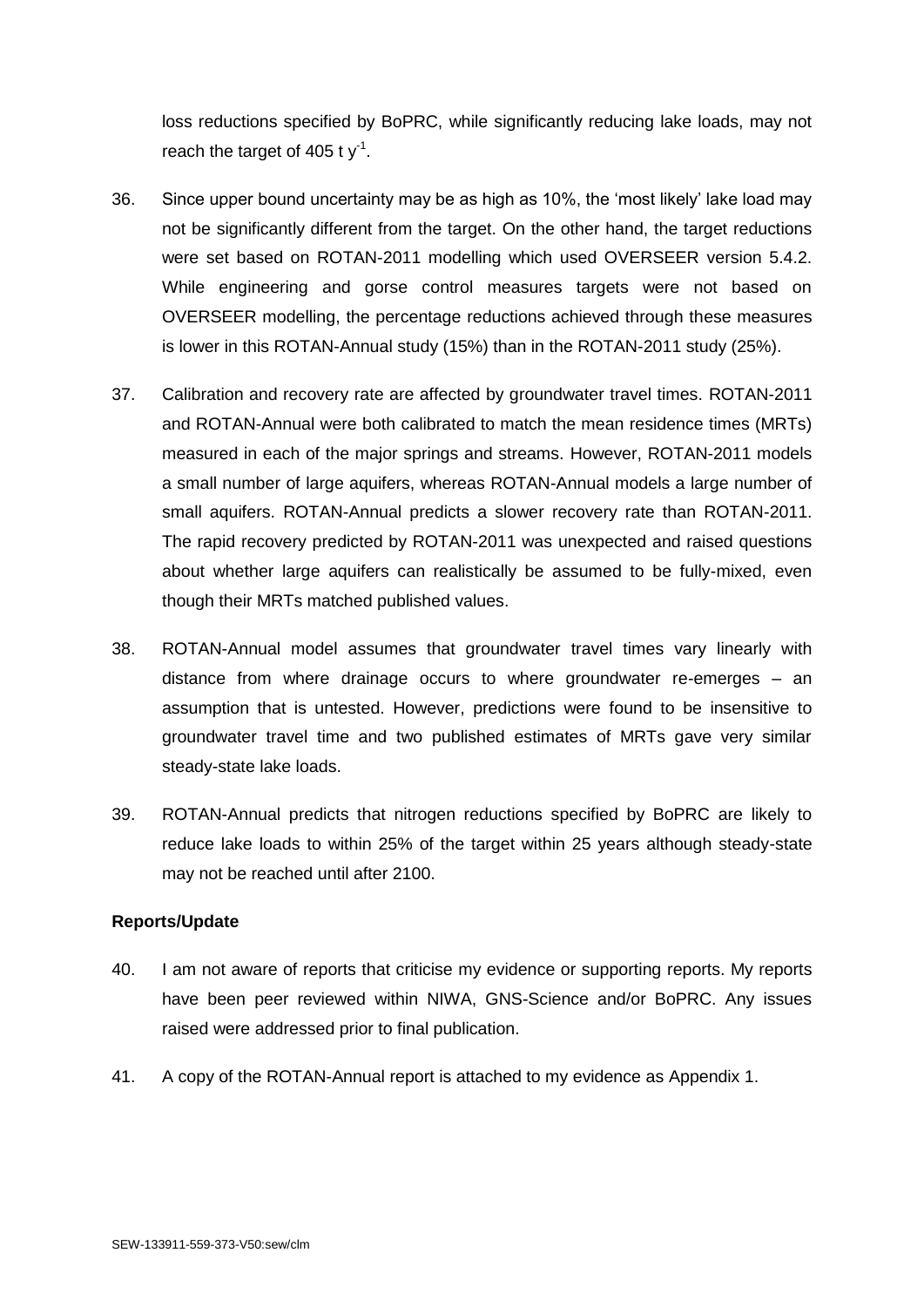loss reductions specified by BoPRC, while significantly reducing lake loads, may not reach the target of 405 t $y^{-1}$.

36. Since upper bound uncertainty may be as high as 10%, the 'most likely' lake load may not be significantly different from the target. On the other hand, the target reductions were set based on ROTAN-2011 modelling which used OVERSEER version 5.4.2. While engineering and gorse control measures targets were not based on OVERSEER modelling, the percentage reductions achieved through these measures is lower in this ROTAN-Annual study (15%) than in the ROTAN-2011 study (25%).

37. Calibration and recovery rate are affected by groundwater travel times. ROTAN-2011 and ROTAN-Annual were both calibrated to match the mean residence times (MRTs) measured in each of the major springs and streams. However, ROTAN-2011 models a small number of large aquifers, whereas ROTAN-Annual models a large number of small aquifers. ROTAN-Annual predicts a slower recovery rate than ROTAN-2011. The rapid recovery predicted by ROTAN-2011 was unexpected and raised questions about whether large aquifers can realistically be assumed to be fully-mixed, even though their MRTs matched published values.

38. ROTAN-Annual model assumes that groundwater travel times vary linearly with distance from where drainage occurs to where groundwater re-emerges – an assumption that is untested. However, predictions were found to be insensitive to groundwater travel time and two published estimates of MRTs gave very similar steady-state lake loads.

39. ROTAN-Annual predicts that nitrogen reductions specified by BoPRC are likely to reduce lake loads to within 25% of the target within 25 years although steady-state may not be reached until after 2100.

**Reports/Update**

40. I am not aware of reports that criticise my evidence or supporting reports. My reports have been peer reviewed within NIWA, GNS-Science and/or BoPRC. Any issues raised were addressed prior to final publication.

41. A copy of the ROTAN-Annual report is attached to my evidence as Appendix 1.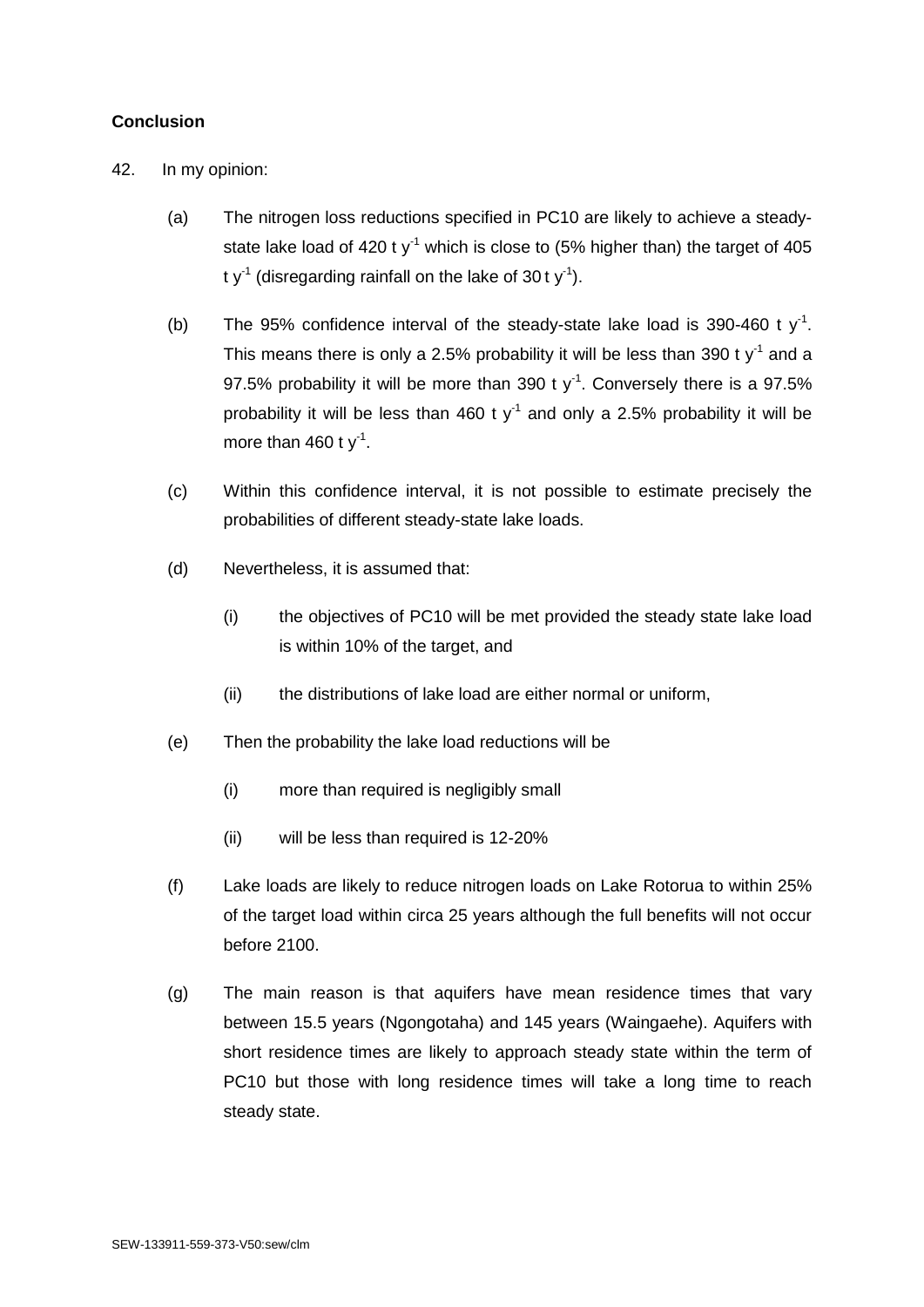**Conclusion**

42. In my opinion:

(a) The nitrogen loss reductions specified in PC10 are likely to achieve a steady-state lake load of 420 t $y^{-1}$ which is close to (5% higher than) the target of 405 t $y^{-1}$ (disregarding rainfall on the lake of 30 t $y^{-1}$).

(b) The 95% confidence interval of the steady-state lake load is 390-460 t $y^{-1}$. This means there is only a 2.5% probability it will be less than 390 t $y^{-1}$ and a 97.5% probability it will be more than 390 t $y^{-1}$. Conversely there is a 97.5% probability it will be less than 460 t $y^{-1}$ and only a 2.5% probability it will be more than 460 t $y^{-1}$.

(c) Within this confidence interval, it is not possible to estimate precisely the probabilities of different steady-state lake loads.

(d) Nevertheless, it is assumed that:

  (i) the objectives of PC10 will be met provided the steady state lake load is within 10% of the target, and

  (ii) the distributions of lake load are either normal or uniform,

(e) Then the probability the lake load reductions will be

  (i) more than required is negligibly small

  (ii) will be less than required is 12-20%

(f) Lake loads are likely to reduce nitrogen loads on Lake Rotorua to within 25% of the target load within circa 25 years although the full benefits will not occur before 2100.

(g) The main reason is that aquifers have mean residence times that vary between 15.5 years (Ngongotaha) and 145 years (Waingaehe). Aquifers with short residence times are likely to approach steady state within the term of PC10 but those with long residence times will take a long time to reach steady state.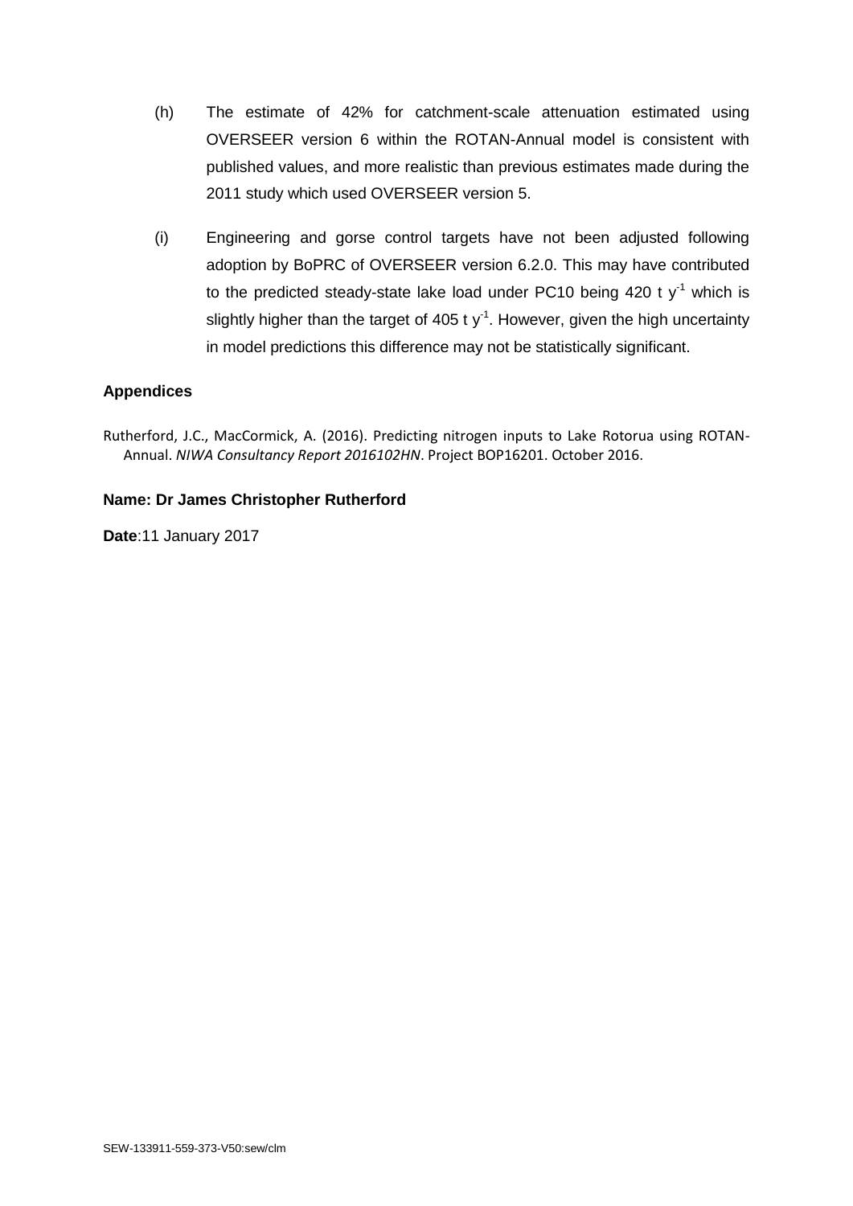(h) The estimate of 42% for catchment-scale attenuation estimated using OVERSEER version 6 within the ROTAN-Annual model is consistent with published values, and more realistic than previous estimates made during the 2011 study which used OVERSEER version 5.

(i) Engineering and gorse control targets have not been adjusted following adoption by BoPRC of OVERSEER version 6.2.0. This may have contributed to the predicted steady-state lake load under PC10 being 420 t $y^{-1}$ which is slightly higher than the target of 405 t $y^{-1}$. However, given the high uncertainty in model predictions this difference may not be statistically significant.

**Appendices**

Rutherford, J.C., MacCormick, A. (2016). Predicting nitrogen inputs to Lake Rotorua using ROTAN-Annual. *NIWA Consultancy Report 2016102HN*. Project BOP16201. October 2016.

**Name: Dr James Christopher Rutherford**

**Date**:11 January 2017

SEW-133911-559-373-V50:sew/clm